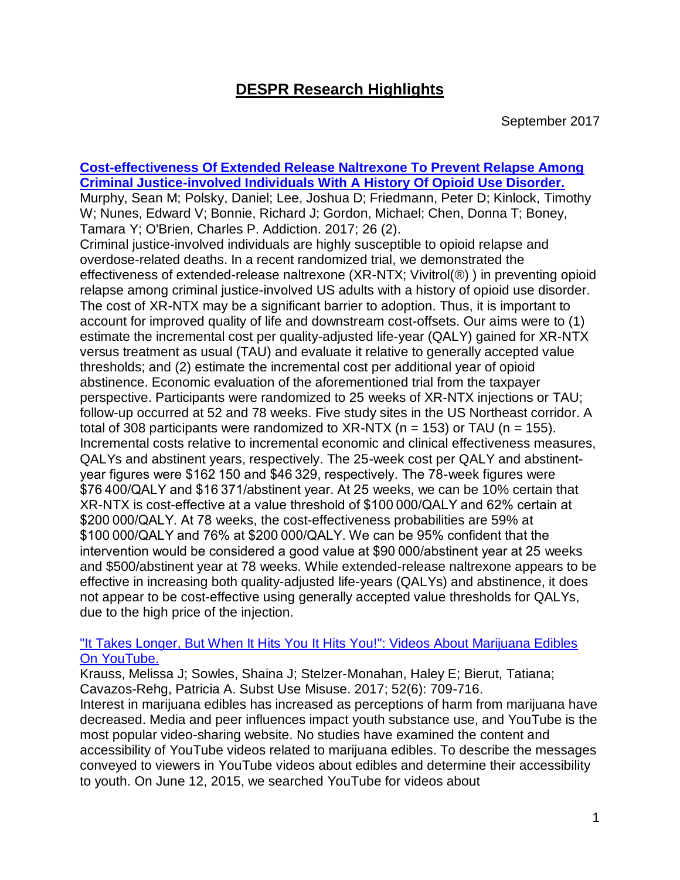# DESPR Research Highlights

September 2017

**[Cost-effectiveness Of Extended Release Naltrexone To Prevent Relapse Among Criminal Justice-involved Individuals With A History Of Opioid Use Disorder.]()**

Murphy, Sean M; Polsky, Daniel; Lee, Joshua D; Friedmann, Peter D; Kinlock, Timothy W; Nunes, Edward V; Bonnie, Richard J; Gordon, Michael; Chen, Donna T; Boney, Tamara Y; O'Brien, Charles P. Addiction. 2017; 26 (2).

Criminal justice-involved individuals are highly susceptible to opioid relapse and overdose-related deaths. In a recent randomized trial, we demonstrated the effectiveness of extended-release naltrexone (XR-NTX; Vivitrol(®) ) in preventing opioid relapse among criminal justice-involved US adults with a history of opioid use disorder. The cost of XR-NTX may be a significant barrier to adoption. Thus, it is important to account for improved quality of life and downstream cost-offsets. Our aims were to (1) estimate the incremental cost per quality-adjusted life-year (QALY) gained for XR-NTX versus treatment as usual (TAU) and evaluate it relative to generally accepted value thresholds; and (2) estimate the incremental cost per additional year of opioid abstinence. Economic evaluation of the aforementioned trial from the taxpayer perspective. Participants were randomized to 25 weeks of XR-NTX injections or TAU; follow-up occurred at 52 and 78 weeks. Five study sites in the US Northeast corridor. A total of 308 participants were randomized to XR-NTX (n = 153) or TAU (n = 155). Incremental costs relative to incremental economic and clinical effectiveness measures, QALYs and abstinent years, respectively. The 25-week cost per QALY and abstinent-year figures were $162 150 and $46 329, respectively. The 78-week figures were $76 400/QALY and $16 371/abstinent year. At 25 weeks, we can be 10% certain that XR-NTX is cost-effective at a value threshold of $100 000/QALY and 62% certain at $200 000/QALY. At 78 weeks, the cost-effectiveness probabilities are 59% at $100 000/QALY and 76% at $200 000/QALY. We can be 95% confident that the intervention would be considered a good value at $90 000/abstinent year at 25 weeks and $500/abstinent year at 78 weeks. While extended-release naltrexone appears to be effective in increasing both quality-adjusted life-years (QALYs) and abstinence, it does not appear to be cost-effective using generally accepted value thresholds for QALYs, due to the high price of the injection.

["It Takes Longer, But When It Hits You It Hits You!": Videos About Marijuana Edibles On YouTube.]()

Krauss, Melissa J; Sowles, Shaina J; Stelzer-Monahan, Haley E; Bierut, Tatiana; Cavazos-Rehg, Patricia A. Subst Use Misuse. 2017; 52(6): 709-716.

Interest in marijuana edibles has increased as perceptions of harm from marijuana have decreased. Media and peer influences impact youth substance use, and YouTube is the most popular video-sharing website. No studies have examined the content and accessibility of YouTube videos related to marijuana edibles. To describe the messages conveyed to viewers in YouTube videos about edibles and determine their accessibility to youth. On June 12, 2015, we searched YouTube for videos about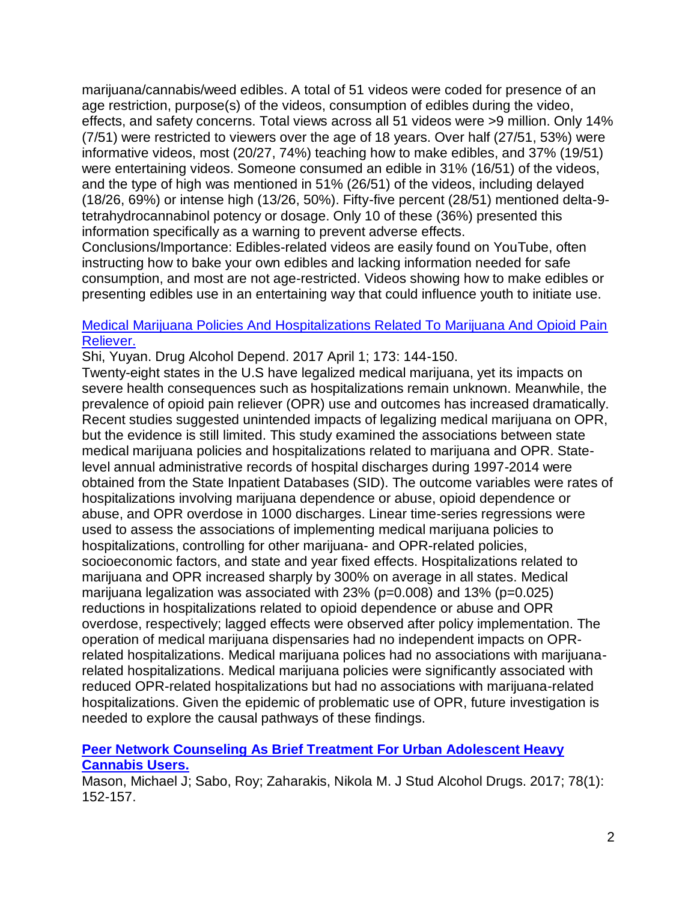marijuana/cannabis/weed edibles. A total of 51 videos were coded for presence of an age restriction, purpose(s) of the videos, consumption of edibles during the video, effects, and safety concerns. Total views across all 51 videos were >9 million. Only 14% (7/51) were restricted to viewers over the age of 18 years. Over half (27/51, 53%) were informative videos, most (20/27, 74%) teaching how to make edibles, and 37% (19/51) were entertaining videos. Someone consumed an edible in 31% (16/51) of the videos, and the type of high was mentioned in 51% (26/51) of the videos, including delayed (18/26, 69%) or intense high (13/26, 50%). Fifty-five percent (28/51) mentioned delta-9-tetrahydrocannabinol potency or dosage. Only 10 of these (36%) presented this information specifically as a warning to prevent adverse effects.
Conclusions/Importance: Edibles-related videos are easily found on YouTube, often instructing how to bake your own edibles and lacking information needed for safe consumption, and most are not age-restricted. Videos showing how to make edibles or presenting edibles use in an entertaining way that could influence youth to initiate use.

[Medical Marijuana Policies And Hospitalizations Related To Marijuana And Opioid Pain Reliever.]()

Shi, Yuyan. Drug Alcohol Depend. 2017 April 1; 173: 144-150.
Twenty-eight states in the U.S have legalized medical marijuana, yet its impacts on severe health consequences such as hospitalizations remain unknown. Meanwhile, the prevalence of opioid pain reliever (OPR) use and outcomes has increased dramatically. Recent studies suggested unintended impacts of legalizing medical marijuana on OPR, but the evidence is still limited. This study examined the associations between state medical marijuana policies and hospitalizations related to marijuana and OPR. State-level annual administrative records of hospital discharges during 1997-2014 were obtained from the State Inpatient Databases (SID). The outcome variables were rates of hospitalizations involving marijuana dependence or abuse, opioid dependence or abuse, and OPR overdose in 1000 discharges. Linear time-series regressions were used to assess the associations of implementing medical marijuana policies to hospitalizations, controlling for other marijuana- and OPR-related policies, socioeconomic factors, and state and year fixed effects. Hospitalizations related to marijuana and OPR increased sharply by 300% on average in all states. Medical marijuana legalization was associated with 23% ($p=0.008$) and 13% ($p=0.025$) reductions in hospitalizations related to opioid dependence or abuse and OPR overdose, respectively; lagged effects were observed after policy implementation. The operation of medical marijuana dispensaries had no independent impacts on OPR-related hospitalizations. Medical marijuana polices had no associations with marijuana-related hospitalizations. Medical marijuana policies were significantly associated with reduced OPR-related hospitalizations but had no associations with marijuana-related hospitalizations. Given the epidemic of problematic use of OPR, future investigation is needed to explore the causal pathways of these findings.

**[Peer Network Counseling As Brief Treatment For Urban Adolescent Heavy Cannabis Users.]()**

Mason, Michael J; Sabo, Roy; Zaharakis, Nikola M. J Stud Alcohol Drugs. 2017; 78(1): 152-157.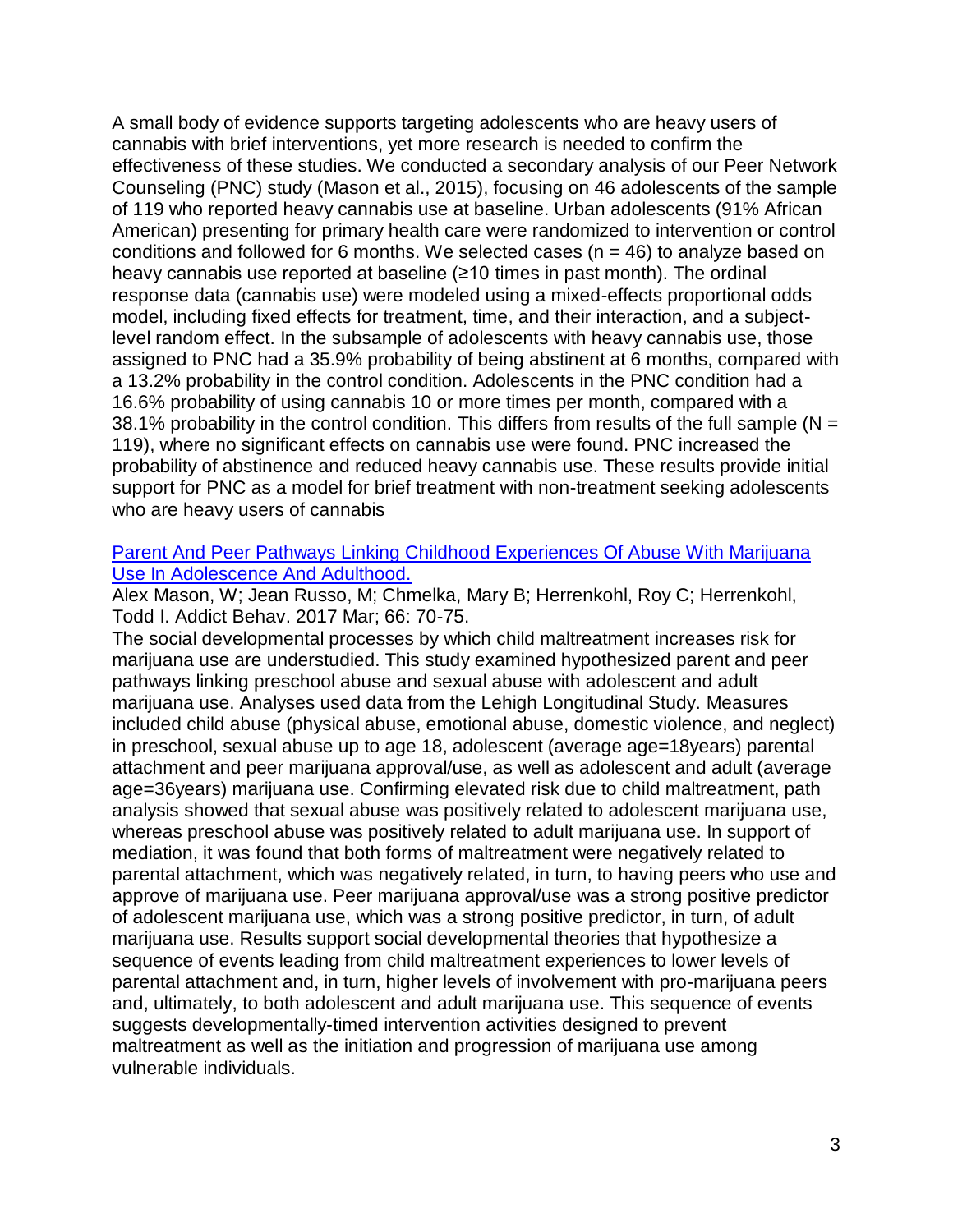A small body of evidence supports targeting adolescents who are heavy users of cannabis with brief interventions, yet more research is needed to confirm the effectiveness of these studies. We conducted a secondary analysis of our Peer Network Counseling (PNC) study (Mason et al., 2015), focusing on 46 adolescents of the sample of 119 who reported heavy cannabis use at baseline. Urban adolescents (91% African American) presenting for primary health care were randomized to intervention or control conditions and followed for 6 months. We selected cases ($n = 46$) to analyze based on heavy cannabis use reported at baseline (≥10 times in past month). The ordinal response data (cannabis use) were modeled using a mixed-effects proportional odds model, including fixed effects for treatment, time, and their interaction, and a subject-level random effect. In the subsample of adolescents with heavy cannabis use, those assigned to PNC had a 35.9% probability of being abstinent at 6 months, compared with a 13.2% probability in the control condition. Adolescents in the PNC condition had a 16.6% probability of using cannabis 10 or more times per month, compared with a 38.1% probability in the control condition. This differs from results of the full sample ($N = 119$), where no significant effects on cannabis use were found. PNC increased the probability of abstinence and reduced heavy cannabis use. These results provide initial support for PNC as a model for brief treatment with non-treatment seeking adolescents who are heavy users of cannabis

[Parent And Peer Pathways Linking Childhood Experiences Of Abuse With Marijuana Use In Adolescence And Adulthood.]

Alex Mason, W; Jean Russo, M; Chmelka, Mary B; Herrenkohl, Roy C; Herrenkohl, Todd I. Addict Behav. 2017 Mar; 66: 70-75.

The social developmental processes by which child maltreatment increases risk for marijuana use are understudied. This study examined hypothesized parent and peer pathways linking preschool abuse and sexual abuse with adolescent and adult marijuana use. Analyses used data from the Lehigh Longitudinal Study. Measures included child abuse (physical abuse, emotional abuse, domestic violence, and neglect) in preschool, sexual abuse up to age 18, adolescent (average age=18years) parental attachment and peer marijuana approval/use, as well as adolescent and adult (average age=36years) marijuana use. Confirming elevated risk due to child maltreatment, path analysis showed that sexual abuse was positively related to adolescent marijuana use, whereas preschool abuse was positively related to adult marijuana use. In support of mediation, it was found that both forms of maltreatment were negatively related to parental attachment, which was negatively related, in turn, to having peers who use and approve of marijuana use. Peer marijuana approval/use was a strong positive predictor of adolescent marijuana use, which was a strong positive predictor, in turn, of adult marijuana use. Results support social developmental theories that hypothesize a sequence of events leading from child maltreatment experiences to lower levels of parental attachment and, in turn, higher levels of involvement with pro-marijuana peers and, ultimately, to both adolescent and adult marijuana use. This sequence of events suggests developmentally-timed intervention activities designed to prevent maltreatment as well as the initiation and progression of marijuana use among vulnerable individuals.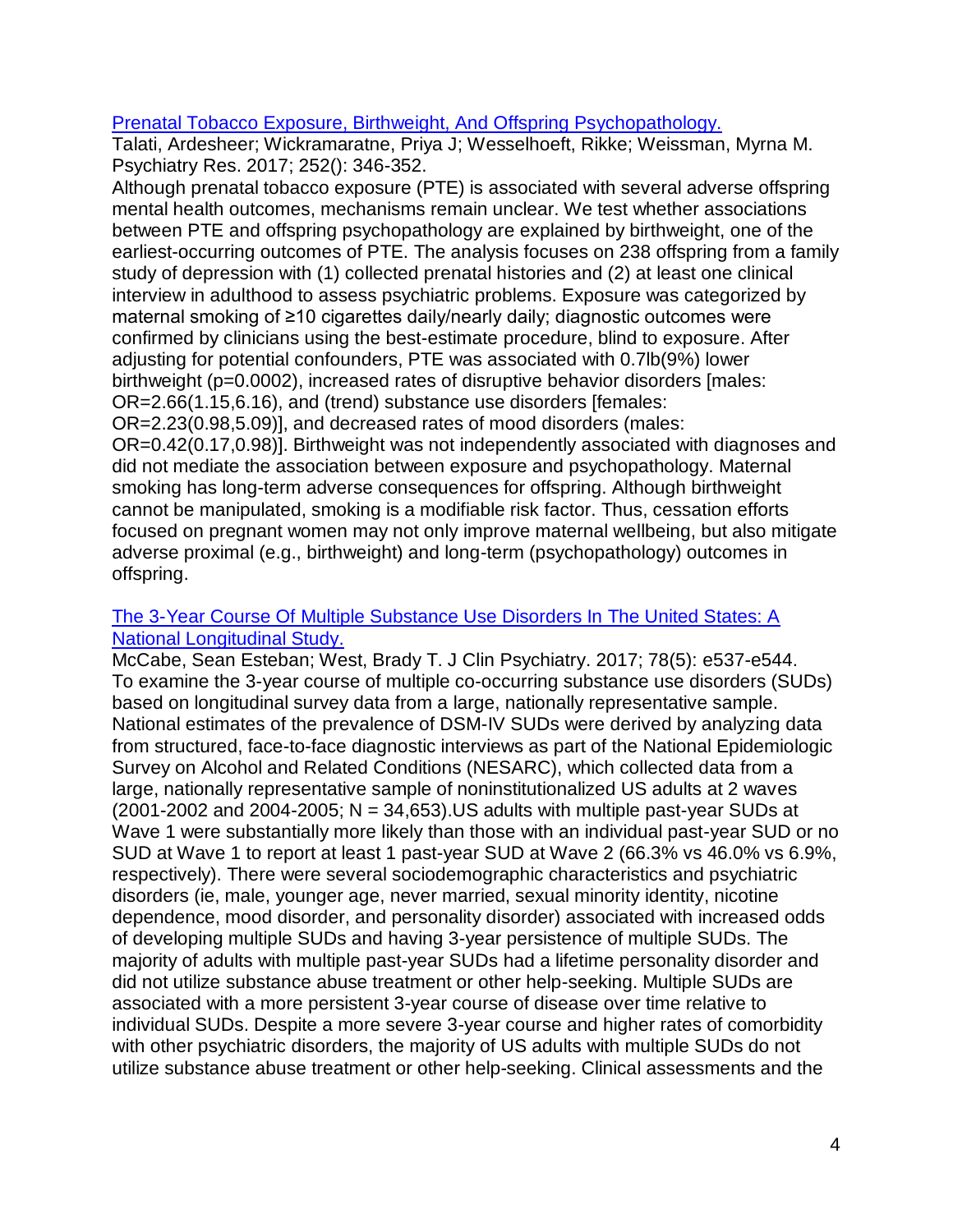[Prenatal Tobacco Exposure, Birthweight, And Offspring Psychopathology.](#)

Talati, Ardesheer; Wickramaratne, Priya J; Wesselhoeft, Rikke; Weissman, Myrna M. Psychiatry Res. 2017; 252(): 346-352.

Although prenatal tobacco exposure (PTE) is associated with several adverse offspring mental health outcomes, mechanisms remain unclear. We test whether associations between PTE and offspring psychopathology are explained by birthweight, one of the earliest-occurring outcomes of PTE. The analysis focuses on 238 offspring from a family study of depression with (1) collected prenatal histories and (2) at least one clinical interview in adulthood to assess psychiatric problems. Exposure was categorized by maternal smoking of ≥10 cigarettes daily/nearly daily; diagnostic outcomes were confirmed by clinicians using the best-estimate procedure, blind to exposure. After adjusting for potential confounders, PTE was associated with 0.7lb(9%) lower birthweight (p=0.0002), increased rates of disruptive behavior disorders [males: OR=2.66(1.15,6.16), and (trend) substance use disorders [females: OR=2.23(0.98,5.09)], and decreased rates of mood disorders (males: OR=0.42(0.17,0.98)]. Birthweight was not independently associated with diagnoses and did not mediate the association between exposure and psychopathology. Maternal smoking has long-term adverse consequences for offspring. Although birthweight cannot be manipulated, smoking is a modifiable risk factor. Thus, cessation efforts focused on pregnant women may not only improve maternal wellbeing, but also mitigate adverse proximal (e.g., birthweight) and long-term (psychopathology) outcomes in offspring.

[The 3-Year Course Of Multiple Substance Use Disorders In The United States: A National Longitudinal Study.](#)

McCabe, Sean Esteban; West, Brady T. J Clin Psychiatry. 2017; 78(5): e537-e544.

To examine the 3-year course of multiple co-occurring substance use disorders (SUDs) based on longitudinal survey data from a large, nationally representative sample. National estimates of the prevalence of DSM-IV SUDs were derived by analyzing data from structured, face-to-face diagnostic interviews as part of the National Epidemiologic Survey on Alcohol and Related Conditions (NESARC), which collected data from a large, nationally representative sample of noninstitutionalized US adults at 2 waves (2001-2002 and 2004-2005; N = 34,653).US adults with multiple past-year SUDs at Wave 1 were substantially more likely than those with an individual past-year SUD or no SUD at Wave 1 to report at least 1 past-year SUD at Wave 2 (66.3% vs 46.0% vs 6.9%, respectively). There were several sociodemographic characteristics and psychiatric disorders (ie, male, younger age, never married, sexual minority identity, nicotine dependence, mood disorder, and personality disorder) associated with increased odds of developing multiple SUDs and having 3-year persistence of multiple SUDs. The majority of adults with multiple past-year SUDs had a lifetime personality disorder and did not utilize substance abuse treatment or other help-seeking. Multiple SUDs are associated with a more persistent 3-year course of disease over time relative to individual SUDs. Despite a more severe 3-year course and higher rates of comorbidity with other psychiatric disorders, the majority of US adults with multiple SUDs do not utilize substance abuse treatment or other help-seeking. Clinical assessments and the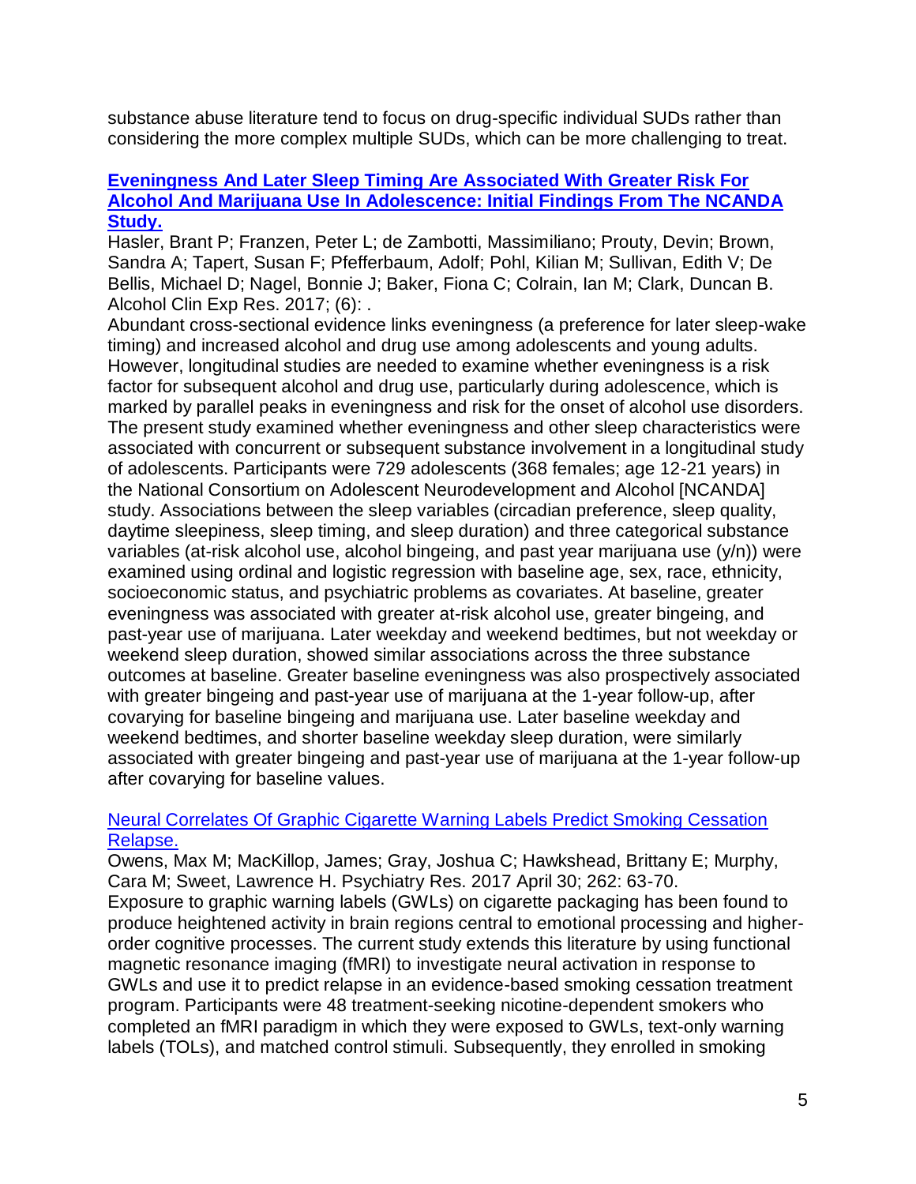substance abuse literature tend to focus on drug-specific individual SUDs rather than considering the more complex multiple SUDs, which can be more challenging to treat.

**Eveningness And Later Sleep Timing Are Associated With Greater Risk For Alcohol And Marijuana Use In Adolescence: Initial Findings From The NCANDA Study.**

Hasler, Brant P; Franzen, Peter L; de Zambotti, Massimiliano; Prouty, Devin; Brown, Sandra A; Tapert, Susan F; Pfefferbaum, Adolf; Pohl, Kilian M; Sullivan, Edith V; De Bellis, Michael D; Nagel, Bonnie J; Baker, Fiona C; Colrain, Ian M; Clark, Duncan B. Alcohol Clin Exp Res. 2017; (6): .

Abundant cross-sectional evidence links eveningness (a preference for later sleep-wake timing) and increased alcohol and drug use among adolescents and young adults. However, longitudinal studies are needed to examine whether eveningness is a risk factor for subsequent alcohol and drug use, particularly during adolescence, which is marked by parallel peaks in eveningness and risk for the onset of alcohol use disorders. The present study examined whether eveningness and other sleep characteristics were associated with concurrent or subsequent substance involvement in a longitudinal study of adolescents. Participants were 729 adolescents (368 females; age 12-21 years) in the National Consortium on Adolescent Neurodevelopment and Alcohol [NCANDA] study. Associations between the sleep variables (circadian preference, sleep quality, daytime sleepiness, sleep timing, and sleep duration) and three categorical substance variables (at-risk alcohol use, alcohol bingeing, and past year marijuana use (y/n)) were examined using ordinal and logistic regression with baseline age, sex, race, ethnicity, socioeconomic status, and psychiatric problems as covariates. At baseline, greater eveningness was associated with greater at-risk alcohol use, greater bingeing, and past-year use of marijuana. Later weekday and weekend bedtimes, but not weekday or weekend sleep duration, showed similar associations across the three substance outcomes at baseline. Greater baseline eveningness was also prospectively associated with greater bingeing and past-year use of marijuana at the 1-year follow-up, after covarying for baseline bingeing and marijuana use. Later baseline weekday and weekend bedtimes, and shorter baseline weekday sleep duration, were similarly associated with greater bingeing and past-year use of marijuana at the 1-year follow-up after covarying for baseline values.

Neural Correlates Of Graphic Cigarette Warning Labels Predict Smoking Cessation Relapse.

Owens, Max M; MacKillop, James; Gray, Joshua C; Hawkshead, Brittany E; Murphy, Cara M; Sweet, Lawrence H. Psychiatry Res. 2017 April 30; 262: 63-70.

Exposure to graphic warning labels (GWLs) on cigarette packaging has been found to produce heightened activity in brain regions central to emotional processing and higher-order cognitive processes. The current study extends this literature by using functional magnetic resonance imaging (fMRI) to investigate neural activation in response to GWLs and use it to predict relapse in an evidence-based smoking cessation treatment program. Participants were 48 treatment-seeking nicotine-dependent smokers who completed an fMRI paradigm in which they were exposed to GWLs, text-only warning labels (TOLs), and matched control stimuli. Subsequently, they enrolled in smoking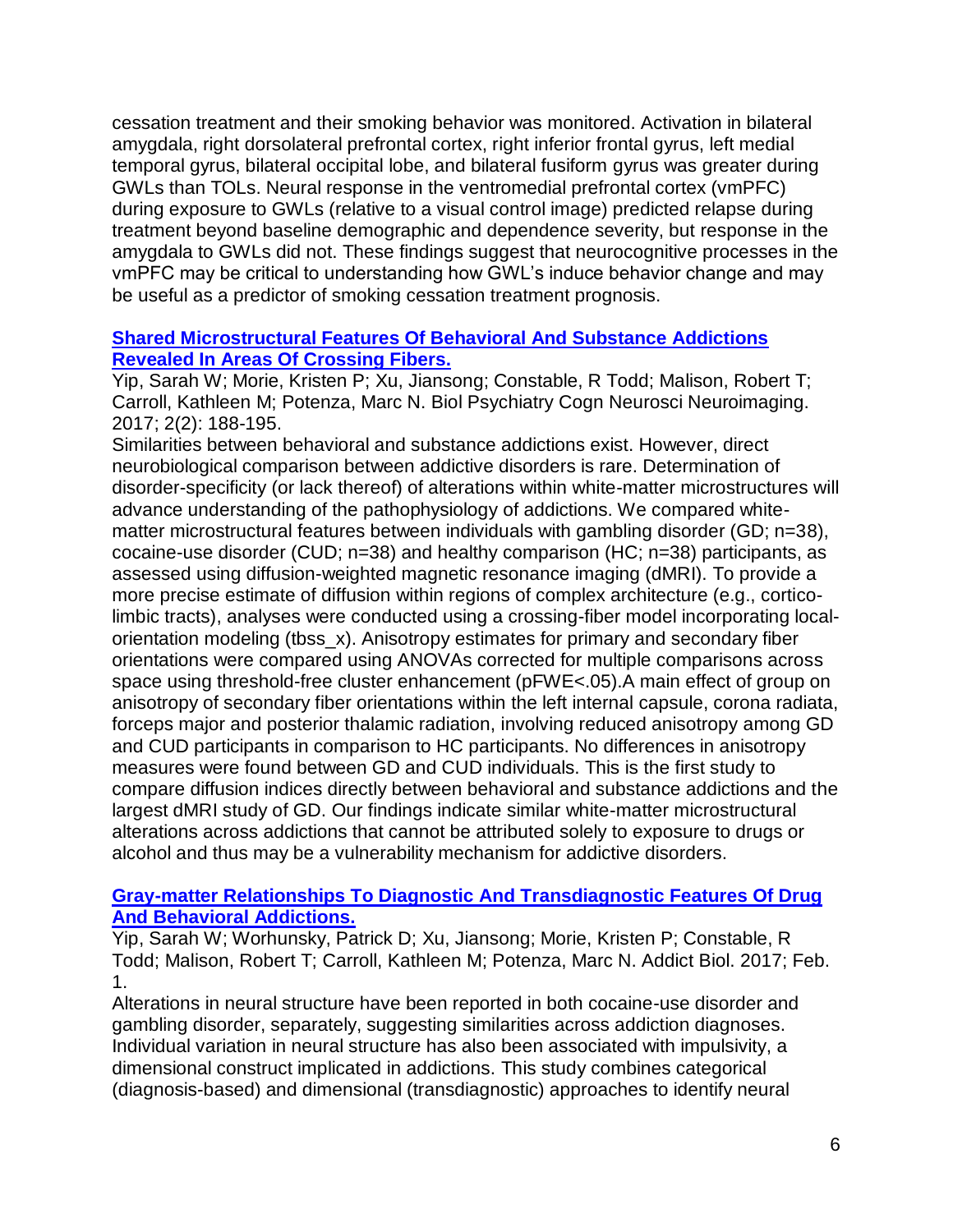cessation treatment and their smoking behavior was monitored. Activation in bilateral amygdala, right dorsolateral prefrontal cortex, right inferior frontal gyrus, left medial temporal gyrus, bilateral occipital lobe, and bilateral fusiform gyrus was greater during GWLs than TOLs. Neural response in the ventromedial prefrontal cortex (vmPFC) during exposure to GWLs (relative to a visual control image) predicted relapse during treatment beyond baseline demographic and dependence severity, but response in the amygdala to GWLs did not. These findings suggest that neurocognitive processes in the vmPFC may be critical to understanding how GWL's induce behavior change and may be useful as a predictor of smoking cessation treatment prognosis.

**Shared Microstructural Features Of Behavioral And Substance Addictions Revealed In Areas Of Crossing Fibers.**

Yip, Sarah W; Morie, Kristen P; Xu, Jiansong; Constable, R Todd; Malison, Robert T; Carroll, Kathleen M; Potenza, Marc N. Biol Psychiatry Cogn Neurosci Neuroimaging. 2017; 2(2): 188-195.

Similarities between behavioral and substance addictions exist. However, direct neurobiological comparison between addictive disorders is rare. Determination of disorder-specificity (or lack thereof) of alterations within white-matter microstructures will advance understanding of the pathophysiology of addictions. We compared white-matter microstructural features between individuals with gambling disorder (GD; n=38), cocaine-use disorder (CUD; n=38) and healthy comparison (HC; n=38) participants, as assessed using diffusion-weighted magnetic resonance imaging (dMRI). To provide a more precise estimate of diffusion within regions of complex architecture (e.g., cortico-limbic tracts), analyses were conducted using a crossing-fiber model incorporating local-orientation modeling (tbss_x). Anisotropy estimates for primary and secondary fiber orientations were compared using ANOVAs corrected for multiple comparisons across space using threshold-free cluster enhancement (pFWE<.05).A main effect of group on anisotropy of secondary fiber orientations within the left internal capsule, corona radiata, forceps major and posterior thalamic radiation, involving reduced anisotropy among GD and CUD participants in comparison to HC participants. No differences in anisotropy measures were found between GD and CUD individuals. This is the first study to compare diffusion indices directly between behavioral and substance addictions and the largest dMRI study of GD. Our findings indicate similar white-matter microstructural alterations across addictions that cannot be attributed solely to exposure to drugs or alcohol and thus may be a vulnerability mechanism for addictive disorders.

**Gray-matter Relationships To Diagnostic And Transdiagnostic Features Of Drug And Behavioral Addictions.**

Yip, Sarah W; Worhunsky, Patrick D; Xu, Jiansong; Morie, Kristen P; Constable, R Todd; Malison, Robert T; Carroll, Kathleen M; Potenza, Marc N. Addict Biol. 2017; Feb. 1.

Alterations in neural structure have been reported in both cocaine-use disorder and gambling disorder, separately, suggesting similarities across addiction diagnoses. Individual variation in neural structure has also been associated with impulsivity, a dimensional construct implicated in addictions. This study combines categorical (diagnosis-based) and dimensional (transdiagnostic) approaches to identify neural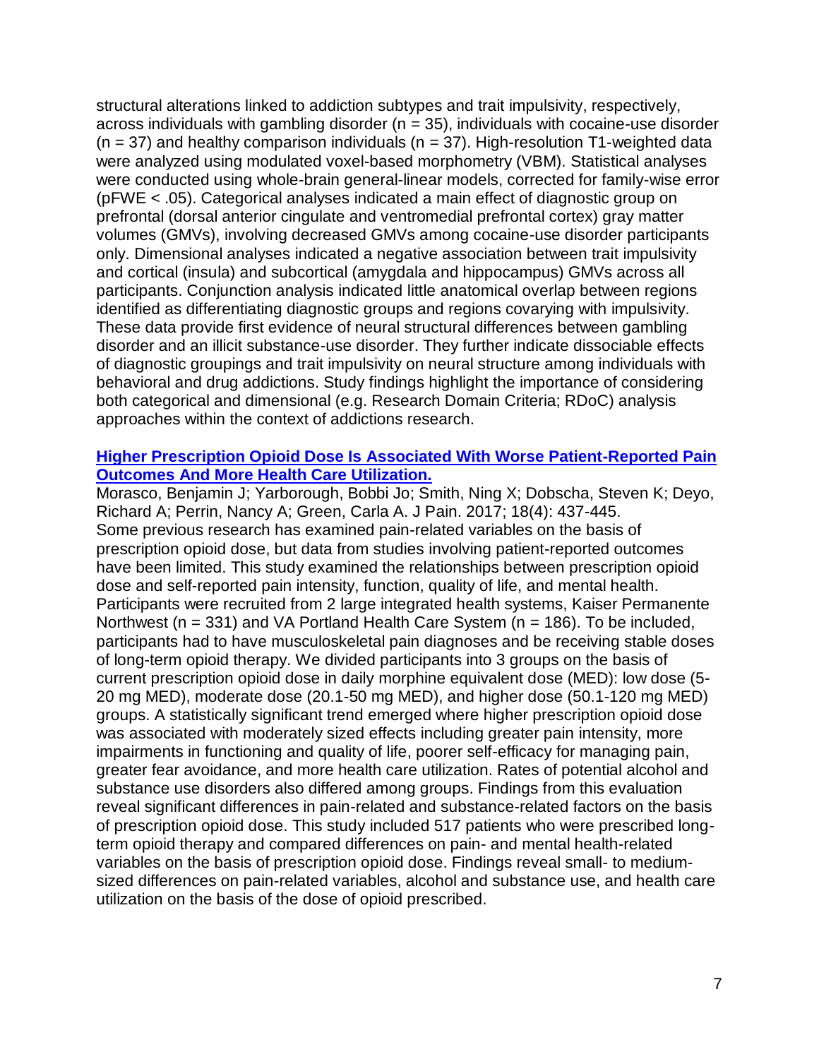structural alterations linked to addiction subtypes and trait impulsivity, respectively, across individuals with gambling disorder (n = 35), individuals with cocaine-use disorder (n = 37) and healthy comparison individuals (n = 37). High-resolution T1-weighted data were analyzed using modulated voxel-based morphometry (VBM). Statistical analyses were conducted using whole-brain general-linear models, corrected for family-wise error (pFWE < .05). Categorical analyses indicated a main effect of diagnostic group on prefrontal (dorsal anterior cingulate and ventromedial prefrontal cortex) gray matter volumes (GMVs), involving decreased GMVs among cocaine-use disorder participants only. Dimensional analyses indicated a negative association between trait impulsivity and cortical (insula) and subcortical (amygdala and hippocampus) GMVs across all participants. Conjunction analysis indicated little anatomical overlap between regions identified as differentiating diagnostic groups and regions covarying with impulsivity. These data provide first evidence of neural structural differences between gambling disorder and an illicit substance-use disorder. They further indicate dissociable effects of diagnostic groupings and trait impulsivity on neural structure among individuals with behavioral and drug addictions. Study findings highlight the importance of considering both categorical and dimensional (e.g. Research Domain Criteria; RDoC) analysis approaches within the context of addictions research.

**Higher Prescription Opioid Dose Is Associated With Worse Patient-Reported Pain Outcomes And More Health Care Utilization.**

Morasco, Benjamin J; Yarborough, Bobbi Jo; Smith, Ning X; Dobscha, Steven K; Deyo, Richard A; Perrin, Nancy A; Green, Carla A. J Pain. 2017; 18(4): 437-445.

Some previous research has examined pain-related variables on the basis of prescription opioid dose, but data from studies involving patient-reported outcomes have been limited. This study examined the relationships between prescription opioid dose and self-reported pain intensity, function, quality of life, and mental health. Participants were recruited from 2 large integrated health systems, Kaiser Permanente Northwest (n = 331) and VA Portland Health Care System (n = 186). To be included, participants had to have musculoskeletal pain diagnoses and be receiving stable doses of long-term opioid therapy. We divided participants into 3 groups on the basis of current prescription opioid dose in daily morphine equivalent dose (MED): low dose (5-20 mg MED), moderate dose (20.1-50 mg MED), and higher dose (50.1-120 mg MED) groups. A statistically significant trend emerged where higher prescription opioid dose was associated with moderately sized effects including greater pain intensity, more impairments in functioning and quality of life, poorer self-efficacy for managing pain, greater fear avoidance, and more health care utilization. Rates of potential alcohol and substance use disorders also differed among groups. Findings from this evaluation reveal significant differences in pain-related and substance-related factors on the basis of prescription opioid dose. This study included 517 patients who were prescribed long-term opioid therapy and compared differences on pain- and mental health-related variables on the basis of prescription opioid dose. Findings reveal small- to medium-sized differences on pain-related variables, alcohol and substance use, and health care utilization on the basis of the dose of opioid prescribed.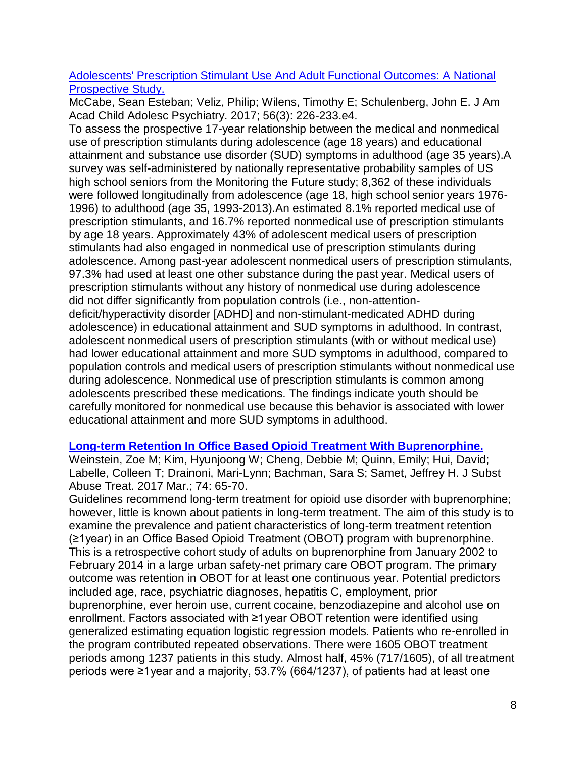[Adolescents' Prescription Stimulant Use And Adult Functional Outcomes: A National Prospective Study.]()

McCabe, Sean Esteban; Veliz, Philip; Wilens, Timothy E; Schulenberg, John E. J Am Acad Child Adolesc Psychiatry. 2017; 56(3): 226-233.e4.

To assess the prospective 17-year relationship between the medical and nonmedical use of prescription stimulants during adolescence (age 18 years) and educational attainment and substance use disorder (SUD) symptoms in adulthood (age 35 years).A survey was self-administered by nationally representative probability samples of US high school seniors from the Monitoring the Future study; 8,362 of these individuals were followed longitudinally from adolescence (age 18, high school senior years 1976-1996) to adulthood (age 35, 1993-2013).An estimated 8.1% reported medical use of prescription stimulants, and 16.7% reported nonmedical use of prescription stimulants by age 18 years. Approximately 43% of adolescent medical users of prescription stimulants had also engaged in nonmedical use of prescription stimulants during adolescence. Among past-year adolescent nonmedical users of prescription stimulants, 97.3% had used at least one other substance during the past year. Medical users of prescription stimulants without any history of nonmedical use during adolescence did not differ significantly from population controls (i.e., non-attention-deficit/hyperactivity disorder [ADHD] and non-stimulant-medicated ADHD during adolescence) in educational attainment and SUD symptoms in adulthood. In contrast, adolescent nonmedical users of prescription stimulants (with or without medical use) had lower educational attainment and more SUD symptoms in adulthood, compared to population controls and medical users of prescription stimulants without nonmedical use during adolescence. Nonmedical use of prescription stimulants is common among adolescents prescribed these medications. The findings indicate youth should be carefully monitored for nonmedical use because this behavior is associated with lower educational attainment and more SUD symptoms in adulthood.

**[Long-term Retention In Office Based Opioid Treatment With Buprenorphine.]()**

Weinstein, Zoe M; Kim, Hyunjoong W; Cheng, Debbie M; Quinn, Emily; Hui, David; Labelle, Colleen T; Drainoni, Mari-Lynn; Bachman, Sara S; Samet, Jeffrey H. J Subst Abuse Treat. 2017 Mar.; 74: 65-70.

Guidelines recommend long-term treatment for opioid use disorder with buprenorphine; however, little is known about patients in long-term treatment. The aim of this study is to examine the prevalence and patient characteristics of long-term treatment retention (≥1year) in an Office Based Opioid Treatment (OBOT) program with buprenorphine. This is a retrospective cohort study of adults on buprenorphine from January 2002 to February 2014 in a large urban safety-net primary care OBOT program. The primary outcome was retention in OBOT for at least one continuous year. Potential predictors included age, race, psychiatric diagnoses, hepatitis C, employment, prior buprenorphine, ever heroin use, current cocaine, benzodiazepine and alcohol use on enrollment. Factors associated with ≥1year OBOT retention were identified using generalized estimating equation logistic regression models. Patients who re-enrolled in the program contributed repeated observations. There were 1605 OBOT treatment periods among 1237 patients in this study. Almost half, 45% (717/1605), of all treatment periods were ≥1year and a majority, 53.7% (664/1237), of patients had at least one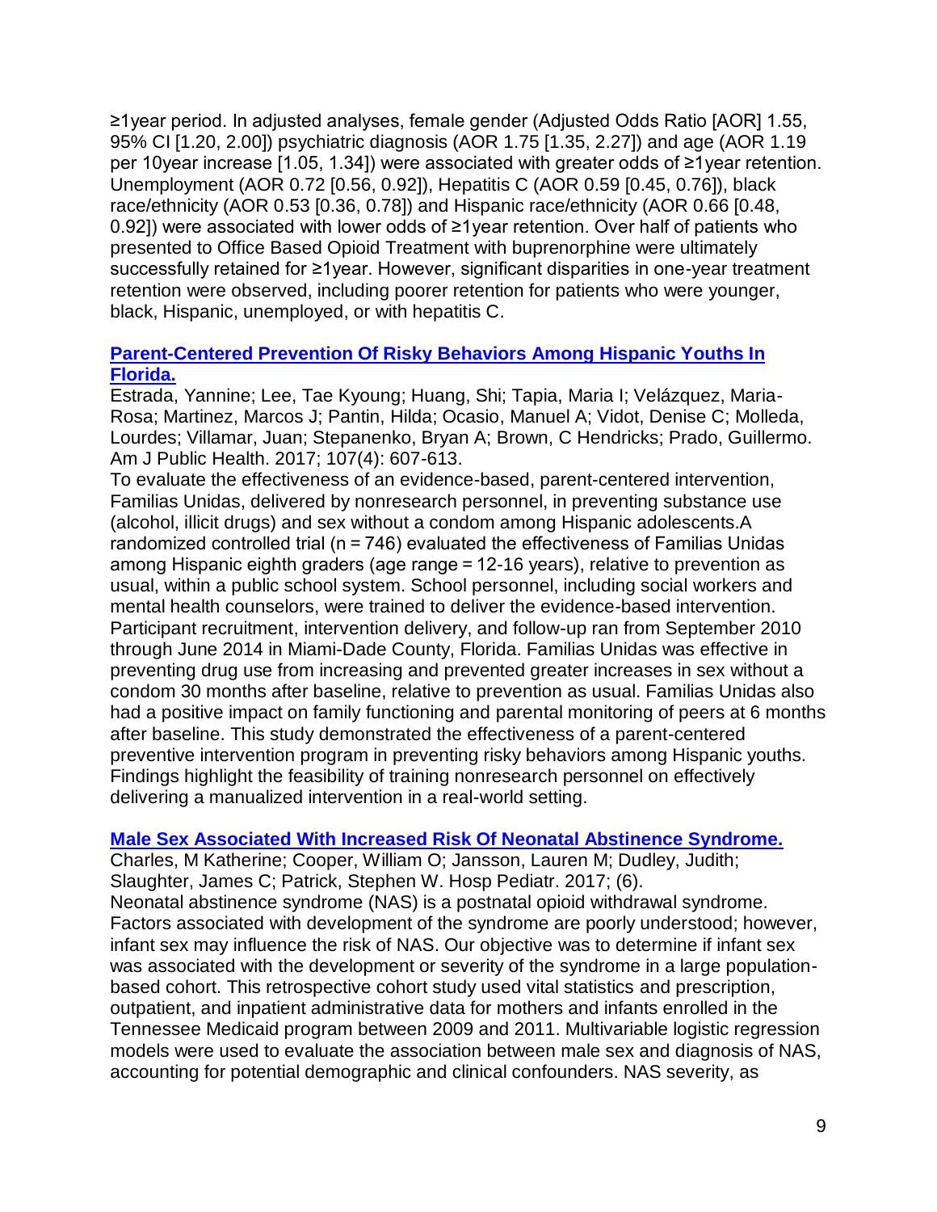≥1year period. In adjusted analyses, female gender (Adjusted Odds Ratio [AOR] 1.55, 95% CI [1.20, 2.00]) psychiatric diagnosis (AOR 1.75 [1.35, 2.27]) and age (AOR 1.19 per 10year increase [1.05, 1.34]) were associated with greater odds of ≥1year retention. Unemployment (AOR 0.72 [0.56, 0.92]), Hepatitis C (AOR 0.59 [0.45, 0.76]), black race/ethnicity (AOR 0.53 [0.36, 0.78]) and Hispanic race/ethnicity (AOR 0.66 [0.48, 0.92]) were associated with lower odds of ≥1year retention. Over half of patients who presented to Office Based Opioid Treatment with buprenorphine were ultimately successfully retained for ≥1year. However, significant disparities in one-year treatment retention were observed, including poorer retention for patients who were younger, black, Hispanic, unemployed, or with hepatitis C.

**Parent-Centered Prevention Of Risky Behaviors Among Hispanic Youths In Florida.**

Estrada, Yannine; Lee, Tae Kyoung; Huang, Shi; Tapia, Maria I; Velázquez, Maria-Rosa; Martinez, Marcos J; Pantin, Hilda; Ocasio, Manuel A; Vidot, Denise C; Molleda, Lourdes; Villamar, Juan; Stepanenko, Bryan A; Brown, C Hendricks; Prado, Guillermo. Am J Public Health. 2017; 107(4): 607-613.

To evaluate the effectiveness of an evidence-based, parent-centered intervention, Familias Unidas, delivered by nonresearch personnel, in preventing substance use (alcohol, illicit drugs) and sex without a condom among Hispanic adolescents.A randomized controlled trial (n = 746) evaluated the effectiveness of Familias Unidas among Hispanic eighth graders (age range = 12-16 years), relative to prevention as usual, within a public school system. School personnel, including social workers and mental health counselors, were trained to deliver the evidence-based intervention. Participant recruitment, intervention delivery, and follow-up ran from September 2010 through June 2014 in Miami-Dade County, Florida. Familias Unidas was effective in preventing drug use from increasing and prevented greater increases in sex without a condom 30 months after baseline, relative to prevention as usual. Familias Unidas also had a positive impact on family functioning and parental monitoring of peers at 6 months after baseline. This study demonstrated the effectiveness of a parent-centered preventive intervention program in preventing risky behaviors among Hispanic youths. Findings highlight the feasibility of training nonresearch personnel on effectively delivering a manualized intervention in a real-world setting.

**Male Sex Associated With Increased Risk Of Neonatal Abstinence Syndrome.**

Charles, M Katherine; Cooper, William O; Jansson, Lauren M; Dudley, Judith; Slaughter, James C; Patrick, Stephen W. Hosp Pediatr. 2017; (6).

Neonatal abstinence syndrome (NAS) is a postnatal opioid withdrawal syndrome. Factors associated with development of the syndrome are poorly understood; however, infant sex may influence the risk of NAS. Our objective was to determine if infant sex was associated with the development or severity of the syndrome in a large population-based cohort. This retrospective cohort study used vital statistics and prescription, outpatient, and inpatient administrative data for mothers and infants enrolled in the Tennessee Medicaid program between 2009 and 2011. Multivariable logistic regression models were used to evaluate the association between male sex and diagnosis of NAS, accounting for potential demographic and clinical confounders. NAS severity, as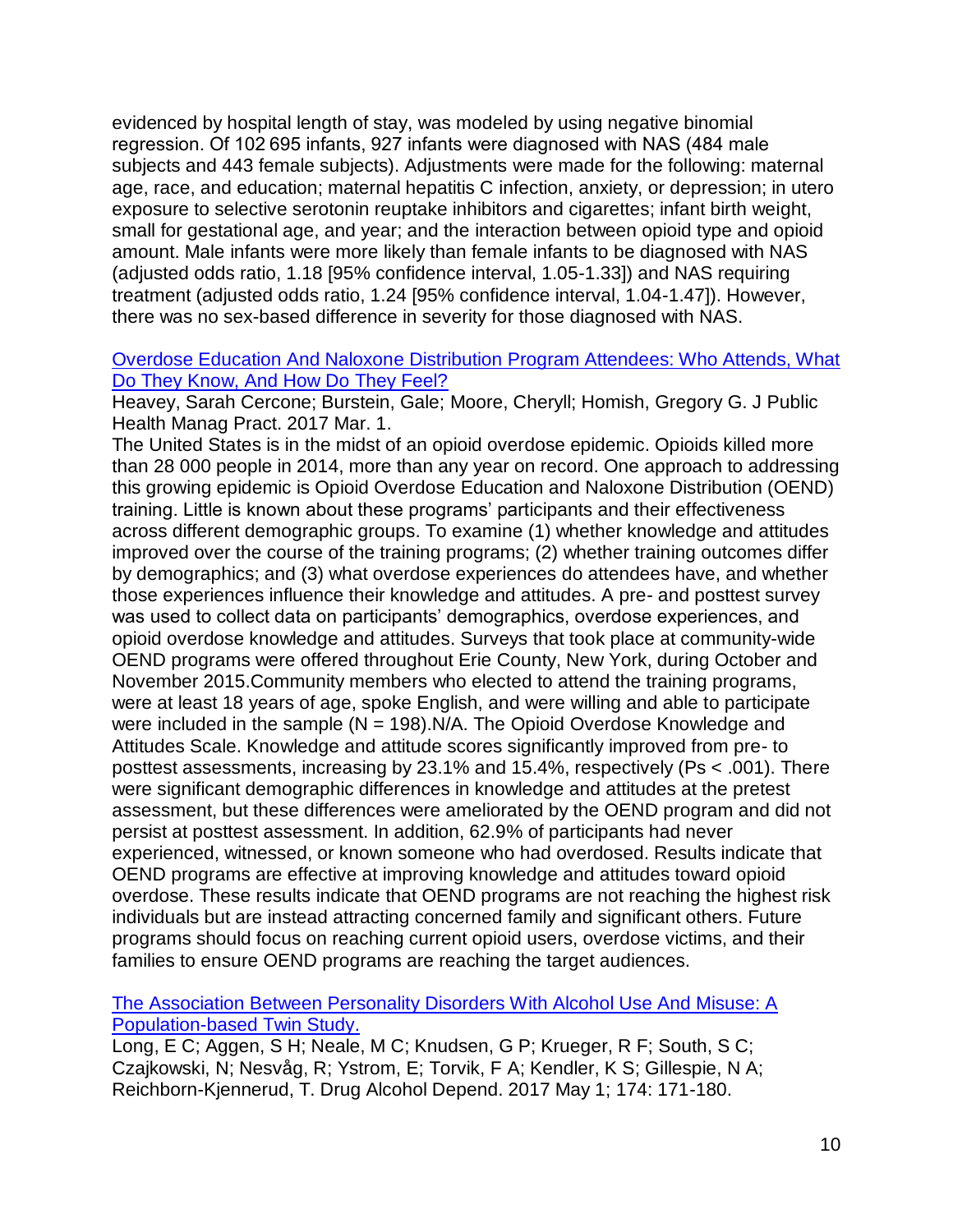evidenced by hospital length of stay, was modeled by using negative binomial regression. Of 102 695 infants, 927 infants were diagnosed with NAS (484 male subjects and 443 female subjects). Adjustments were made for the following: maternal age, race, and education; maternal hepatitis C infection, anxiety, or depression; in utero exposure to selective serotonin reuptake inhibitors and cigarettes; infant birth weight, small for gestational age, and year; and the interaction between opioid type and opioid amount. Male infants were more likely than female infants to be diagnosed with NAS (adjusted odds ratio, 1.18 [95% confidence interval, 1.05-1.33]) and NAS requiring treatment (adjusted odds ratio, 1.24 [95% confidence interval, 1.04-1.47]). However, there was no sex-based difference in severity for those diagnosed with NAS.

[Overdose Education And Naloxone Distribution Program Attendees: Who Attends, What Do They Know, And How Do They Feel?]

Heavey, Sarah Cercone; Burstein, Gale; Moore, Cheryll; Homish, Gregory G. J Public Health Manag Pract. 2017 Mar. 1.

The United States is in the midst of an opioid overdose epidemic. Opioids killed more than 28 000 people in 2014, more than any year on record. One approach to addressing this growing epidemic is Opioid Overdose Education and Naloxone Distribution (OEND) training. Little is known about these programs' participants and their effectiveness across different demographic groups. To examine (1) whether knowledge and attitudes improved over the course of the training programs; (2) whether training outcomes differ by demographics; and (3) what overdose experiences do attendees have, and whether those experiences influence their knowledge and attitudes. A pre- and posttest survey was used to collect data on participants' demographics, overdose experiences, and opioid overdose knowledge and attitudes. Surveys that took place at community-wide OEND programs were offered throughout Erie County, New York, during October and November 2015.Community members who elected to attend the training programs, were at least 18 years of age, spoke English, and were willing and able to participate were included in the sample (N = 198).N/A. The Opioid Overdose Knowledge and Attitudes Scale. Knowledge and attitude scores significantly improved from pre- to posttest assessments, increasing by 23.1% and 15.4%, respectively (Ps < .001). There were significant demographic differences in knowledge and attitudes at the pretest assessment, but these differences were ameliorated by the OEND program and did not persist at posttest assessment. In addition, 62.9% of participants had never experienced, witnessed, or known someone who had overdosed. Results indicate that OEND programs are effective at improving knowledge and attitudes toward opioid overdose. These results indicate that OEND programs are not reaching the highest risk individuals but are instead attracting concerned family and significant others. Future programs should focus on reaching current opioid users, overdose victims, and their families to ensure OEND programs are reaching the target audiences.

[The Association Between Personality Disorders With Alcohol Use And Misuse: A Population-based Twin Study.]

Long, E C; Aggen, S H; Neale, M C; Knudsen, G P; Krueger, R F; South, S C; Czajkowski, N; Nesvåg, R; Ystrom, E; Torvik, F A; Kendler, K S; Gillespie, N A; Reichborn-Kjennerud, T. Drug Alcohol Depend. 2017 May 1; 174: 171-180.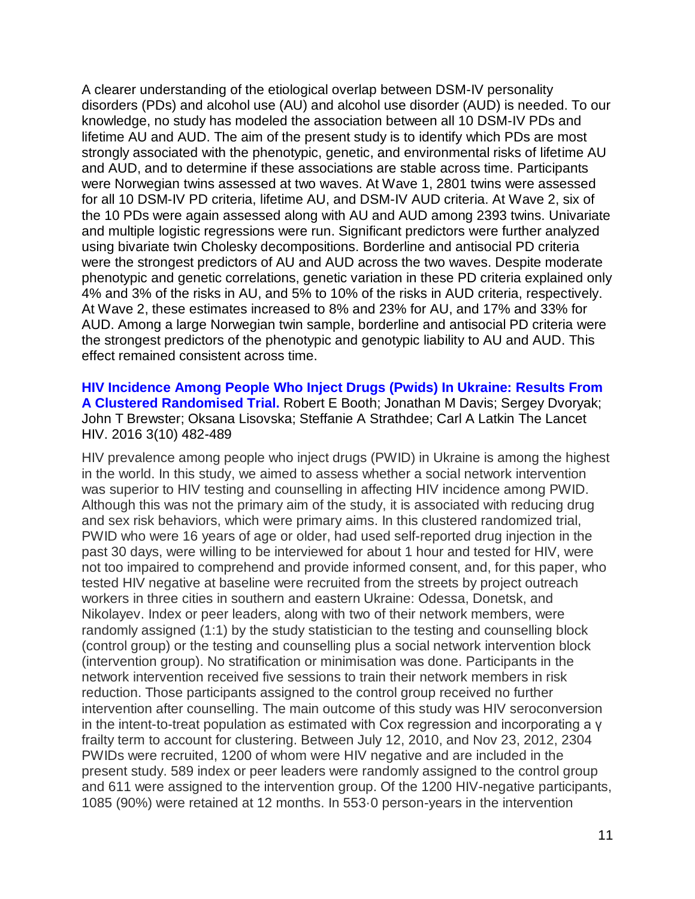A clearer understanding of the etiological overlap between DSM-IV personality disorders (PDs) and alcohol use (AU) and alcohol use disorder (AUD) is needed. To our knowledge, no study has modeled the association between all 10 DSM-IV PDs and lifetime AU and AUD. The aim of the present study is to identify which PDs are most strongly associated with the phenotypic, genetic, and environmental risks of lifetime AU and AUD, and to determine if these associations are stable across time. Participants were Norwegian twins assessed at two waves. At Wave 1, 2801 twins were assessed for all 10 DSM-IV PD criteria, lifetime AU, and DSM-IV AUD criteria. At Wave 2, six of the 10 PDs were again assessed along with AU and AUD among 2393 twins. Univariate and multiple logistic regressions were run. Significant predictors were further analyzed using bivariate twin Cholesky decompositions. Borderline and antisocial PD criteria were the strongest predictors of AU and AUD across the two waves. Despite moderate phenotypic and genetic correlations, genetic variation in these PD criteria explained only 4% and 3% of the risks in AU, and 5% to 10% of the risks in AUD criteria, respectively. At Wave 2, these estimates increased to 8% and 23% for AU, and 17% and 33% for AUD. Among a large Norwegian twin sample, borderline and antisocial PD criteria were the strongest predictors of the phenotypic and genotypic liability to AU and AUD. This effect remained consistent across time.

**HIV Incidence Among People Who Inject Drugs (Pwids) In Ukraine: Results From A Clustered Randomised Trial.** Robert E Booth; Jonathan M Davis; Sergey Dvoryak; John T Brewster; Oksana Lisovska; Steffanie A Strathdee; Carl A Latkin The Lancet HIV. 2016 3(10) 482-489

HIV prevalence among people who inject drugs (PWID) in Ukraine is among the highest in the world. In this study, we aimed to assess whether a social network intervention was superior to HIV testing and counselling in affecting HIV incidence among PWID. Although this was not the primary aim of the study, it is associated with reducing drug and sex risk behaviors, which were primary aims. In this clustered randomized trial, PWID who were 16 years of age or older, had used self-reported drug injection in the past 30 days, were willing to be interviewed for about 1 hour and tested for HIV, were not too impaired to comprehend and provide informed consent, and, for this paper, who tested HIV negative at baseline were recruited from the streets by project outreach workers in three cities in southern and eastern Ukraine: Odessa, Donetsk, and Nikolayev. Index or peer leaders, along with two of their network members, were randomly assigned (1:1) by the study statistician to the testing and counselling block (control group) or the testing and counselling plus a social network intervention block (intervention group). No stratification or minimisation was done. Participants in the network intervention received five sessions to train their network members in risk reduction. Those participants assigned to the control group received no further intervention after counselling. The main outcome of this study was HIV seroconversion in the intent-to-treat population as estimated with Cox regression and incorporating a $\gamma$ frailty term to account for clustering. Between July 12, 2010, and Nov 23, 2012, 2304 PWIDs were recruited, 1200 of whom were HIV negative and are included in the present study. 589 index or peer leaders were randomly assigned to the control group and 611 were assigned to the intervention group. Of the 1200 HIV-negative participants, 1085 (90%) were retained at 12 months. In 553·0 person-years in the intervention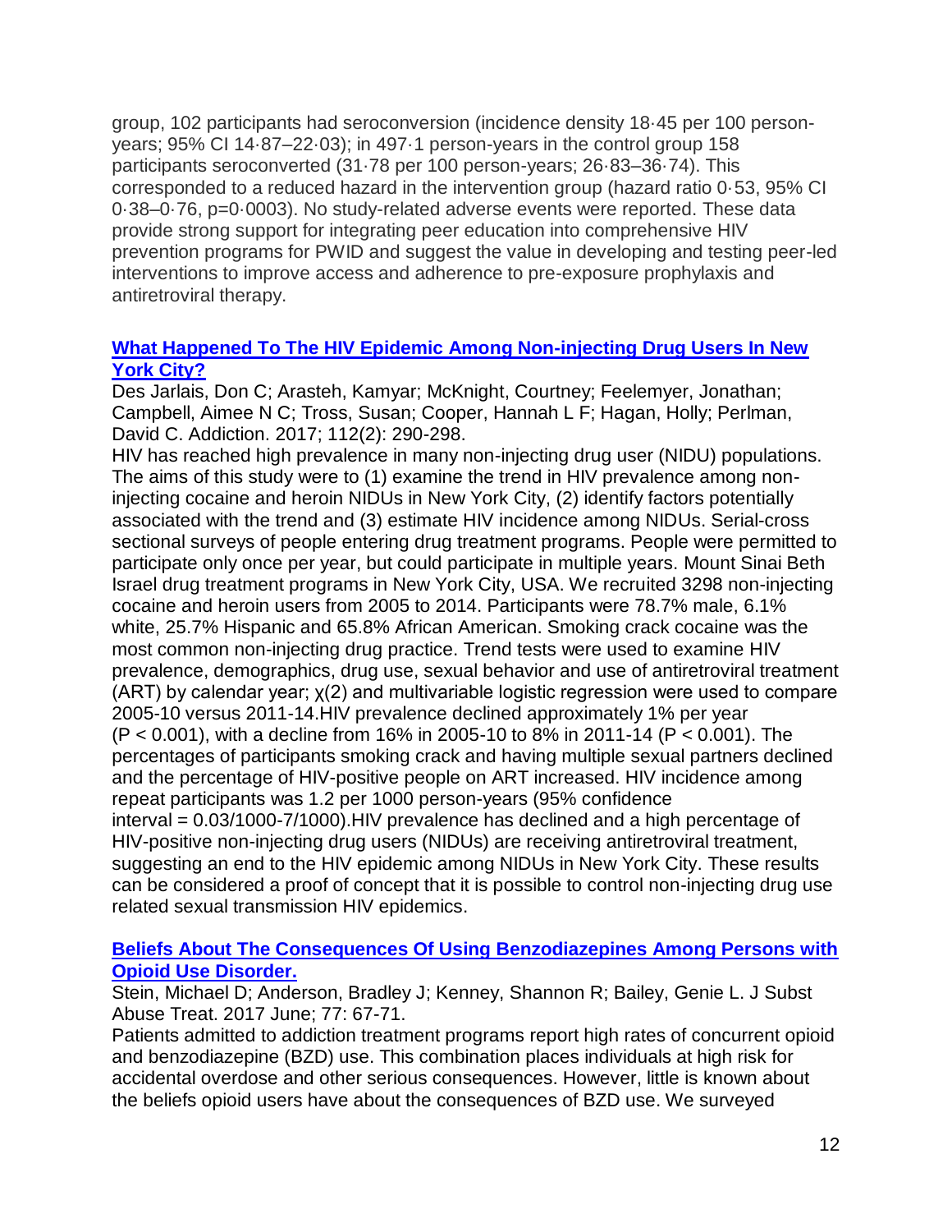group, 102 participants had seroconversion (incidence density 18·45 per 100 person-years; 95% CI 14·87–22·03); in 497·1 person-years in the control group 158 participants seroconverted (31·78 per 100 person-years; 26·83–36·74). This corresponded to a reduced hazard in the intervention group (hazard ratio 0·53, 95% CI 0·38–0·76, p=0·0003). No study-related adverse events were reported. These data provide strong support for integrating peer education into comprehensive HIV prevention programs for PWID and suggest the value in developing and testing peer-led interventions to improve access and adherence to pre-exposure prophylaxis and antiretroviral therapy.

**What Happened To The HIV Epidemic Among Non-injecting Drug Users In New York City?**

Des Jarlais, Don C; Arasteh, Kamyar; McKnight, Courtney; Feelemyer, Jonathan; Campbell, Aimee N C; Tross, Susan; Cooper, Hannah L F; Hagan, Holly; Perlman, David C. Addiction. 2017; 112(2): 290-298.

HIV has reached high prevalence in many non-injecting drug user (NIDU) populations. The aims of this study were to (1) examine the trend in HIV prevalence among non-injecting cocaine and heroin NIDUs in New York City, (2) identify factors potentially associated with the trend and (3) estimate HIV incidence among NIDUs. Serial-cross sectional surveys of people entering drug treatment programs. People were permitted to participate only once per year, but could participate in multiple years. Mount Sinai Beth Israel drug treatment programs in New York City, USA. We recruited 3298 non-injecting cocaine and heroin users from 2005 to 2014. Participants were 78.7% male, 6.1% white, 25.7% Hispanic and 65.8% African American. Smoking crack cocaine was the most common non-injecting drug practice. Trend tests were used to examine HIV prevalence, demographics, drug use, sexual behavior and use of antiretroviral treatment (ART) by calendar year; $\chi(2)$ and multivariable logistic regression were used to compare 2005-10 versus 2011-14.HIV prevalence declined approximately 1% per year ($P < 0.001$), with a decline from 16% in 2005-10 to 8% in 2011-14 ($P < 0.001$). The percentages of participants smoking crack and having multiple sexual partners declined and the percentage of HIV-positive people on ART increased. HIV incidence among repeat participants was 1.2 per 1000 person-years (95% confidence interval = 0.03/1000-7/1000).HIV prevalence has declined and a high percentage of HIV-positive non-injecting drug users (NIDUs) are receiving antiretroviral treatment, suggesting an end to the HIV epidemic among NIDUs in New York City. These results can be considered a proof of concept that it is possible to control non-injecting drug use related sexual transmission HIV epidemics.

**Beliefs About The Consequences Of Using Benzodiazepines Among Persons with Opioid Use Disorder.**

Stein, Michael D; Anderson, Bradley J; Kenney, Shannon R; Bailey, Genie L. J Subst Abuse Treat. 2017 June; 77: 67-71.

Patients admitted to addiction treatment programs report high rates of concurrent opioid and benzodiazepine (BZD) use. This combination places individuals at high risk for accidental overdose and other serious consequences. However, little is known about the beliefs opioid users have about the consequences of BZD use. We surveyed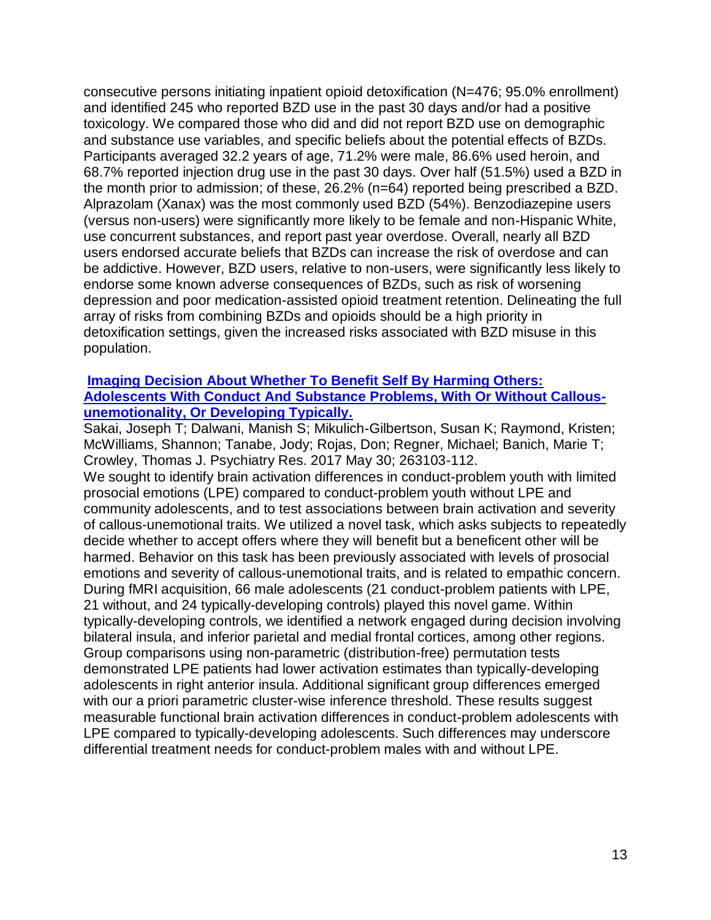consecutive persons initiating inpatient opioid detoxification (N=476; 95.0% enrollment) and identified 245 who reported BZD use in the past 30 days and/or had a positive toxicology. We compared those who did and did not report BZD use on demographic and substance use variables, and specific beliefs about the potential effects of BZDs. Participants averaged 32.2 years of age, 71.2% were male, 86.6% used heroin, and 68.7% reported injection drug use in the past 30 days. Over half (51.5%) used a BZD in the month prior to admission; of these, 26.2% (n=64) reported being prescribed a BZD. Alprazolam (Xanax) was the most commonly used BZD (54%). Benzodiazepine users (versus non-users) were significantly more likely to be female and non-Hispanic White, use concurrent substances, and report past year overdose. Overall, nearly all BZD users endorsed accurate beliefs that BZDs can increase the risk of overdose and can be addictive. However, BZD users, relative to non-users, were significantly less likely to endorse some known adverse consequences of BZDs, such as risk of worsening depression and poor medication-assisted opioid treatment retention. Delineating the full array of risks from combining BZDs and opioids should be a high priority in detoxification settings, given the increased risks associated with BZD misuse in this population.

**Imaging Decision About Whether To Benefit Self By Harming Others: Adolescents With Conduct And Substance Problems, With Or Without Callous-unemotionality, Or Developing Typically.**

Sakai, Joseph T; Dalwani, Manish S; Mikulich-Gilbertson, Susan K; Raymond, Kristen; McWilliams, Shannon; Tanabe, Jody; Rojas, Don; Regner, Michael; Banich, Marie T; Crowley, Thomas J. Psychiatry Res. 2017 May 30; 263103-112.

We sought to identify brain activation differences in conduct-problem youth with limited prosocial emotions (LPE) compared to conduct-problem youth without LPE and community adolescents, and to test associations between brain activation and severity of callous-unemotional traits. We utilized a novel task, which asks subjects to repeatedly decide whether to accept offers where they will benefit but a beneficent other will be harmed. Behavior on this task has been previously associated with levels of prosocial emotions and severity of callous-unemotional traits, and is related to empathic concern. During fMRI acquisition, 66 male adolescents (21 conduct-problem patients with LPE, 21 without, and 24 typically-developing controls) played this novel game. Within typically-developing controls, we identified a network engaged during decision involving bilateral insula, and inferior parietal and medial frontal cortices, among other regions. Group comparisons using non-parametric (distribution-free) permutation tests demonstrated LPE patients had lower activation estimates than typically-developing adolescents in right anterior insula. Additional significant group differences emerged with our a priori parametric cluster-wise inference threshold. These results suggest measurable functional brain activation differences in conduct-problem adolescents with LPE compared to typically-developing adolescents. Such differences may underscore differential treatment needs for conduct-problem males with and without LPE.